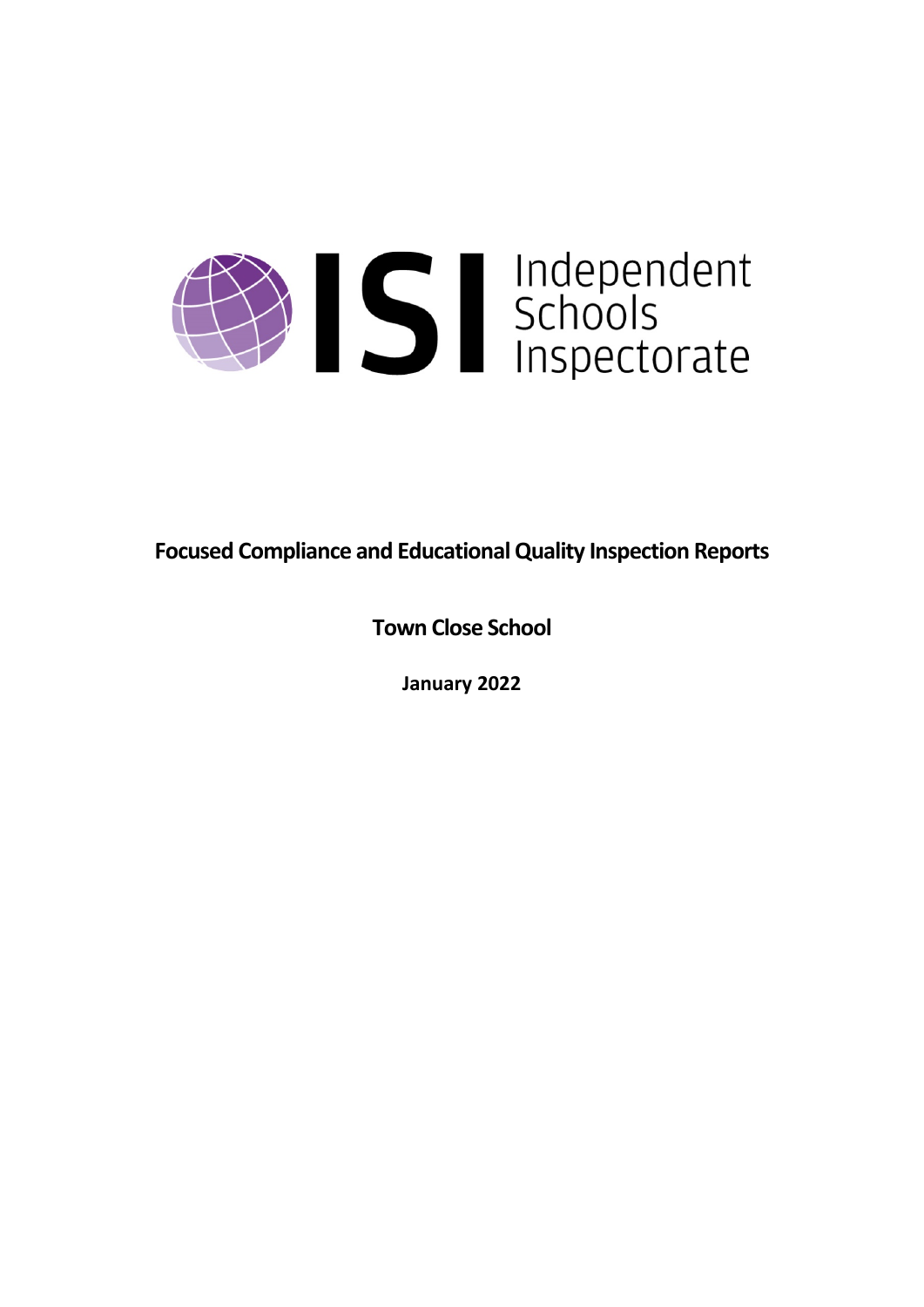Independent Schools Inspectorate

# Focused Compliance and Educational Quality Inspection Reports

## Town Close School

**January 2022**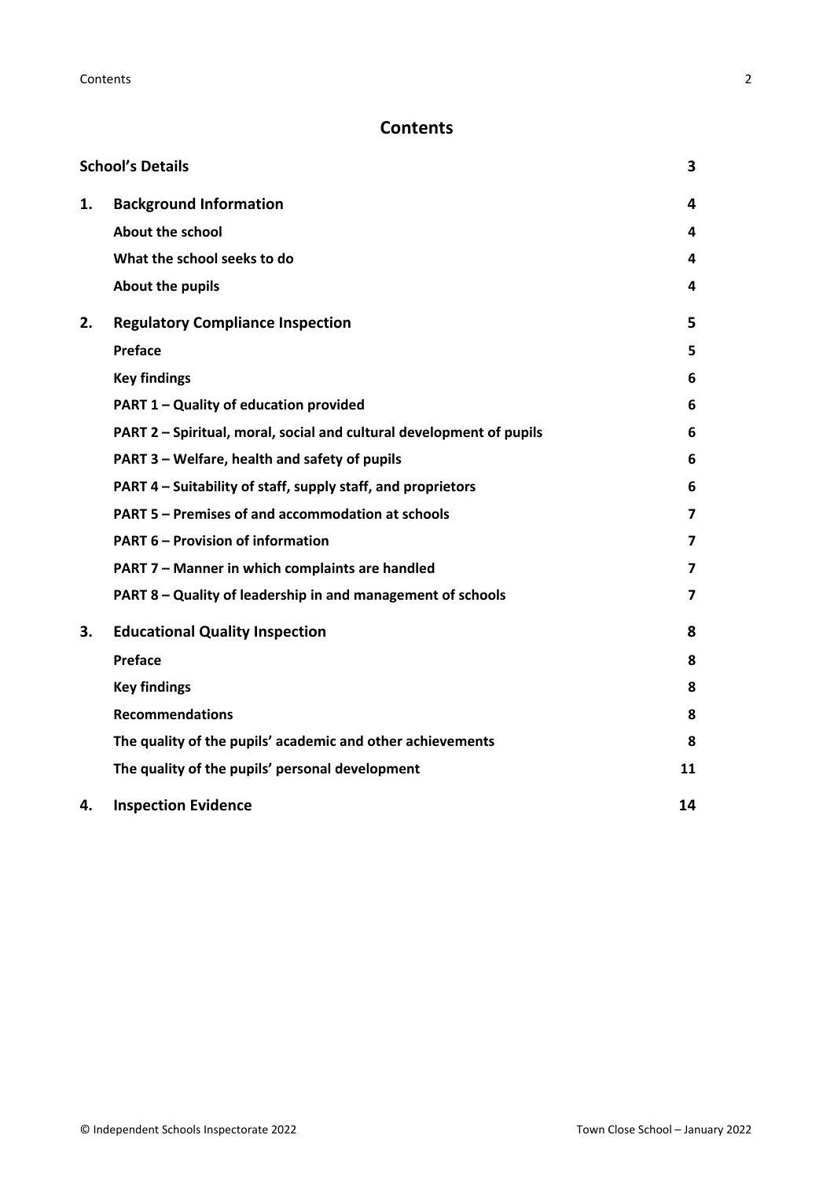## Contents

| | | |
|---|---|---|
| **School's Details** | | **3** |
| **1.** | **Background Information** | **4** |
| | **About the school** | **4** |
| | **What the school seeks to do** | **4** |
| | **About the pupils** | **4** |
| **2.** | **Regulatory Compliance Inspection** | **5** |
| | **Preface** | **5** |
| | **Key findings** | **6** |
| | **PART 1 – Quality of education provided** | **6** |
| | **PART 2 – Spiritual, moral, social and cultural development of pupils** | **6** |
| | **PART 3 – Welfare, health and safety of pupils** | **6** |
| | **PART 4 – Suitability of staff, supply staff, and proprietors** | **6** |
| | **PART 5 – Premises of and accommodation at schools** | **7** |
| | **PART 6 – Provision of information** | **7** |
| | **PART 7 – Manner in which complaints are handled** | **7** |
| | **PART 8 – Quality of leadership in and management of schools** | **7** |
| **3.** | **Educational Quality Inspection** | **8** |
| | **Preface** | **8** |
| | **Key findings** | **8** |
| | **Recommendations** | **8** |
| | **The quality of the pupils' academic and other achievements** | **8** |
| | **The quality of the pupils' personal development** | **11** |
| **4.** | **Inspection Evidence** | **14** |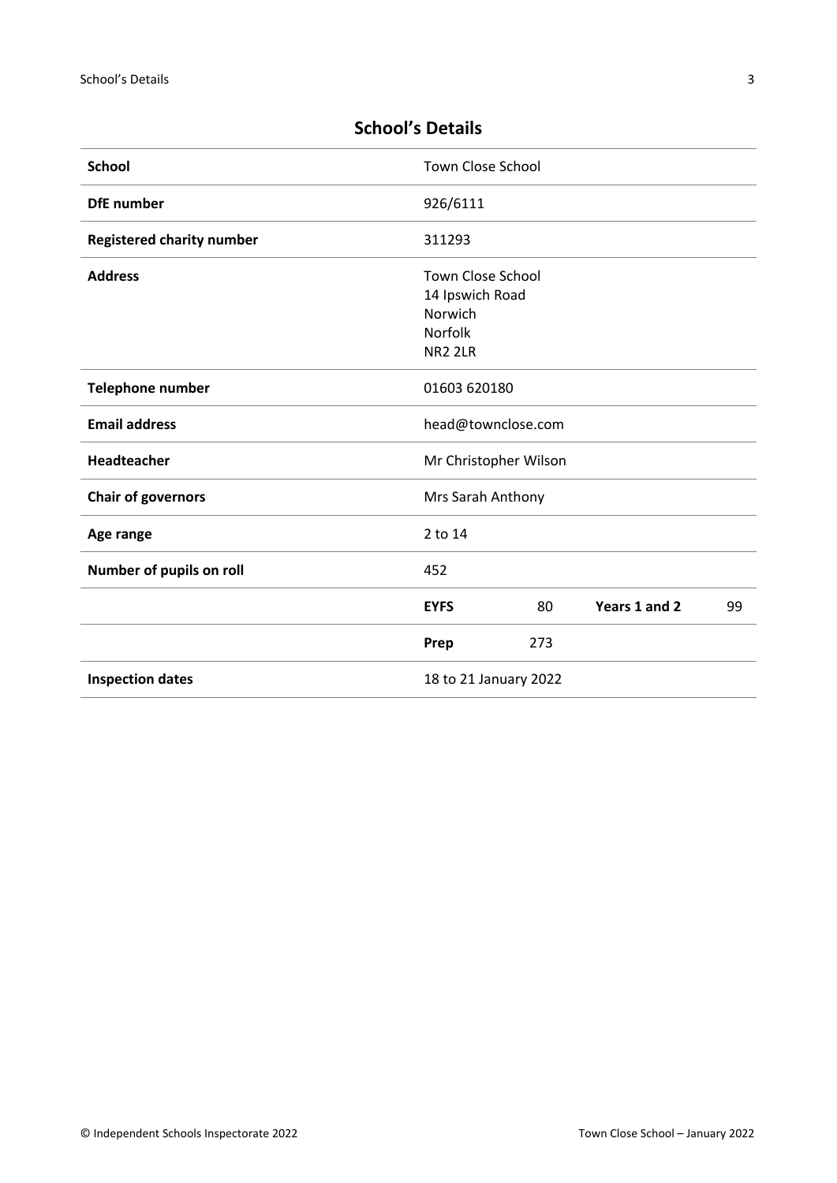## School's Details

| | | | | |
|---|---|---|---|---|
| **School** | Town Close School | | | |
| **DfE number** | 926/6111 | | | |
| **Registered charity number** | 311293 | | | |
| **Address** | Town Close School<br>14 Ipswich Road<br>Norwich<br>Norfolk<br>NR2 2LR | | | |
| **Telephone number** | 01603 620180 | | | |
| **Email address** | head@townclose.com | | | |
| **Headteacher** | Mr Christopher Wilson | | | |
| **Chair of governors** | Mrs Sarah Anthony | | | |
| **Age range** | 2 to 14 | | | |
| **Number of pupils on roll** | 452 | | | |
| | **EYFS** | 80 | **Years 1 and 2** | 99 |
| | **Prep** | 273 | | |
| **Inspection dates** | 18 to 21 January 2022 | | | |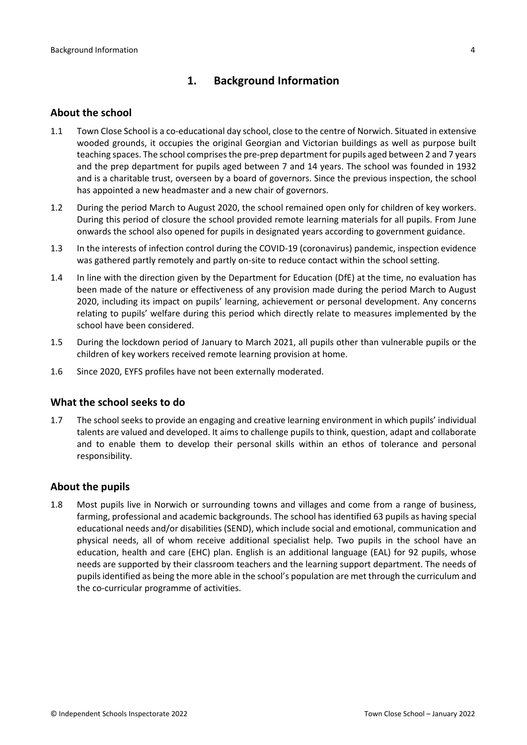# 1. Background Information

## About the school

1.1 Town Close School is a co-educational day school, close to the centre of Norwich. Situated in extensive wooded grounds, it occupies the original Georgian and Victorian buildings as well as purpose built teaching spaces. The school comprises the pre-prep department for pupils aged between 2 and 7 years and the prep department for pupils aged between 7 and 14 years. The school was founded in 1932 and is a charitable trust, overseen by a board of governors. Since the previous inspection, the school has appointed a new headmaster and a new chair of governors.

1.2 During the period March to August 2020, the school remained open only for children of key workers. During this period of closure the school provided remote learning materials for all pupils. From June onwards the school also opened for pupils in designated years according to government guidance.

1.3 In the interests of infection control during the COVID-19 (coronavirus) pandemic, inspection evidence was gathered partly remotely and partly on-site to reduce contact within the school setting.

1.4 In line with the direction given by the Department for Education (DfE) at the time, no evaluation has been made of the nature or effectiveness of any provision made during the period March to August 2020, including its impact on pupils' learning, achievement or personal development. Any concerns relating to pupils' welfare during this period which directly relate to measures implemented by the school have been considered.

1.5 During the lockdown period of January to March 2021, all pupils other than vulnerable pupils or the children of key workers received remote learning provision at home.

1.6 Since 2020, EYFS profiles have not been externally moderated.

## What the school seeks to do

1.7 The school seeks to provide an engaging and creative learning environment in which pupils' individual talents are valued and developed. It aims to challenge pupils to think, question, adapt and collaborate and to enable them to develop their personal skills within an ethos of tolerance and personal responsibility.

## About the pupils

1.8 Most pupils live in Norwich or surrounding towns and villages and come from a range of business, farming, professional and academic backgrounds. The school has identified 63 pupils as having special educational needs and/or disabilities (SEND), which include social and emotional, communication and physical needs, all of whom receive additional specialist help. Two pupils in the school have an education, health and care (EHC) plan. English is an additional language (EAL) for 92 pupils, whose needs are supported by their classroom teachers and the learning support department. The needs of pupils identified as being the more able in the school's population are met through the curriculum and the co-curricular programme of activities.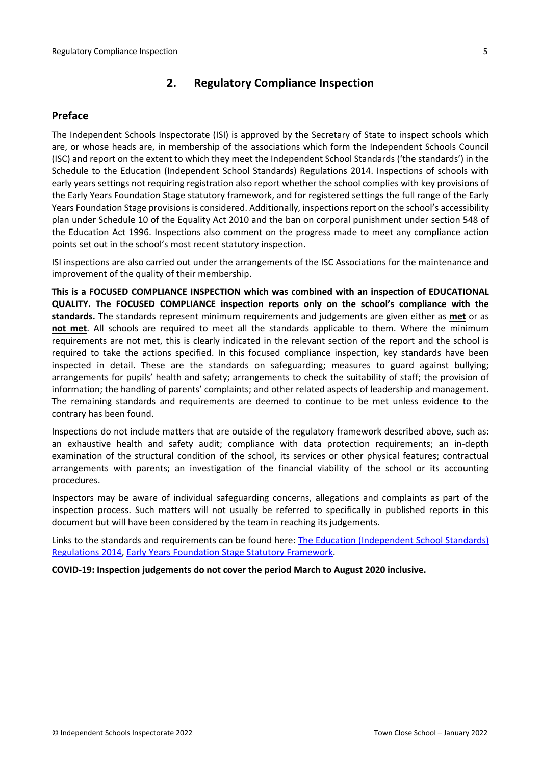## 2. Regulatory Compliance Inspection

### Preface

The Independent Schools Inspectorate (ISI) is approved by the Secretary of State to inspect schools which are, or whose heads are, in membership of the associations which form the Independent Schools Council (ISC) and report on the extent to which they meet the Independent School Standards ('the standards') in the Schedule to the Education (Independent School Standards) Regulations 2014. Inspections of schools with early years settings not requiring registration also report whether the school complies with key provisions of the Early Years Foundation Stage statutory framework, and for registered settings the full range of the Early Years Foundation Stage provisions is considered. Additionally, inspections report on the school's accessibility plan under Schedule 10 of the Equality Act 2010 and the ban on corporal punishment under section 548 of the Education Act 1996. Inspections also comment on the progress made to meet any compliance action points set out in the school's most recent statutory inspection.

ISI inspections are also carried out under the arrangements of the ISC Associations for the maintenance and improvement of the quality of their membership.

**This is a FOCUSED COMPLIANCE INSPECTION which was combined with an inspection of EDUCATIONAL QUALITY. The FOCUSED COMPLIANCE inspection reports only on the school's compliance with the standards.** The standards represent minimum requirements and judgements are given either as **met** or as **not met**. All schools are required to meet all the standards applicable to them. Where the minimum requirements are not met, this is clearly indicated in the relevant section of the report and the school is required to take the actions specified. In this focused compliance inspection, key standards have been inspected in detail. These are the standards on safeguarding; measures to guard against bullying; arrangements for pupils' health and safety; arrangements to check the suitability of staff; the provision of information; the handling of parents' complaints; and other related aspects of leadership and management. The remaining standards and requirements are deemed to continue to be met unless evidence to the contrary has been found.

Inspections do not include matters that are outside of the regulatory framework described above, such as: an exhaustive health and safety audit; compliance with data protection requirements; an in-depth examination of the structural condition of the school, its services or other physical features; contractual arrangements with parents; an investigation of the financial viability of the school or its accounting procedures.

Inspectors may be aware of individual safeguarding concerns, allegations and complaints as part of the inspection process. Such matters will not usually be referred to specifically in published reports in this document but will have been considered by the team in reaching its judgements.

Links to the standards and requirements can be found here: The Education (Independent School Standards) Regulations 2014, Early Years Foundation Stage Statutory Framework.

**COVID-19: Inspection judgements do not cover the period March to August 2020 inclusive.**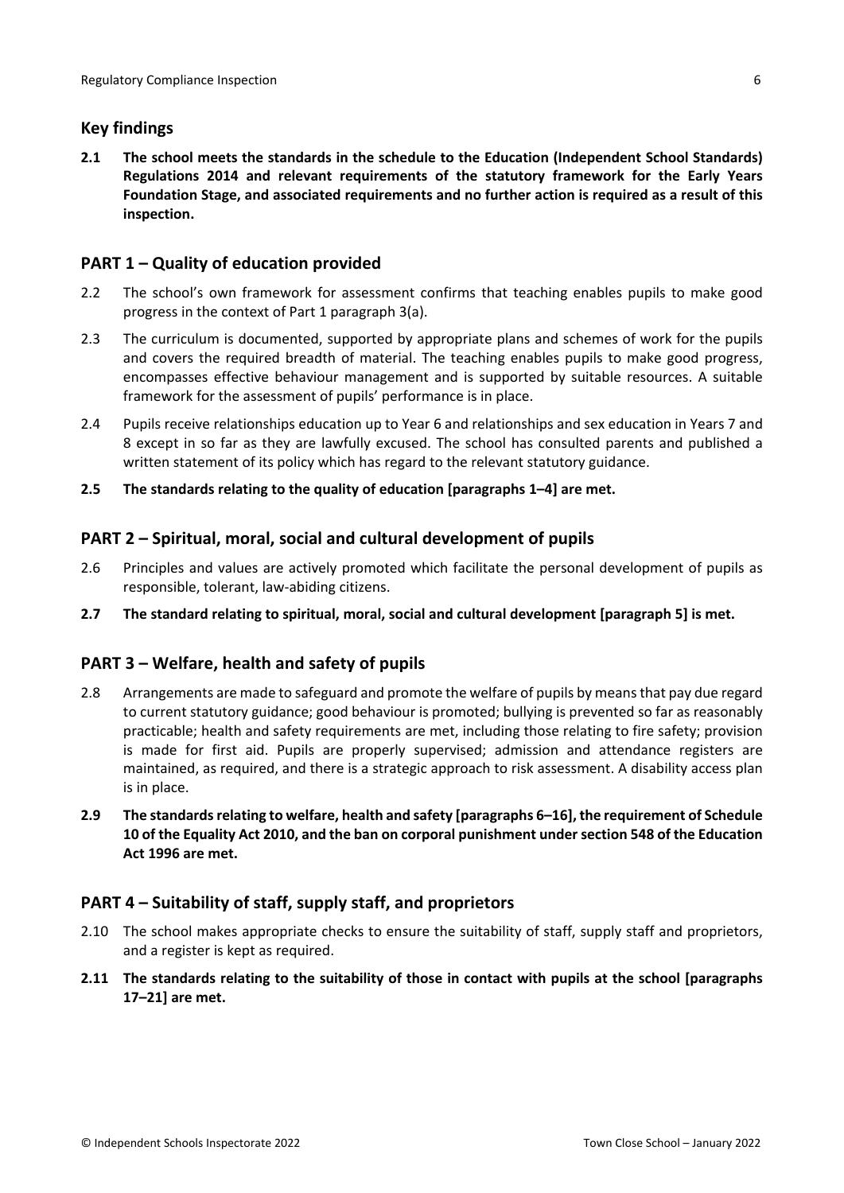## Key findings

**2.1 The school meets the standards in the schedule to the Education (Independent School Standards) Regulations 2014 and relevant requirements of the statutory framework for the Early Years Foundation Stage, and associated requirements and no further action is required as a result of this inspection.**

## PART 1 – Quality of education provided

2.2 The school's own framework for assessment confirms that teaching enables pupils to make good progress in the context of Part 1 paragraph 3(a).

2.3 The curriculum is documented, supported by appropriate plans and schemes of work for the pupils and covers the required breadth of material. The teaching enables pupils to make good progress, encompasses effective behaviour management and is supported by suitable resources. A suitable framework for the assessment of pupils' performance is in place.

2.4 Pupils receive relationships education up to Year 6 and relationships and sex education in Years 7 and 8 except in so far as they are lawfully excused. The school has consulted parents and published a written statement of its policy which has regard to the relevant statutory guidance.

**2.5 The standards relating to the quality of education [paragraphs 1–4] are met.**

## PART 2 – Spiritual, moral, social and cultural development of pupils

2.6 Principles and values are actively promoted which facilitate the personal development of pupils as responsible, tolerant, law-abiding citizens.

**2.7 The standard relating to spiritual, moral, social and cultural development [paragraph 5] is met.**

## PART 3 – Welfare, health and safety of pupils

2.8 Arrangements are made to safeguard and promote the welfare of pupils by means that pay due regard to current statutory guidance; good behaviour is promoted; bullying is prevented so far as reasonably practicable; health and safety requirements are met, including those relating to fire safety; provision is made for first aid. Pupils are properly supervised; admission and attendance registers are maintained, as required, and there is a strategic approach to risk assessment. A disability access plan is in place.

**2.9 The standards relating to welfare, health and safety [paragraphs 6–16], the requirement of Schedule 10 of the Equality Act 2010, and the ban on corporal punishment under section 548 of the Education Act 1996 are met.**

## PART 4 – Suitability of staff, supply staff, and proprietors

2.10 The school makes appropriate checks to ensure the suitability of staff, supply staff and proprietors, and a register is kept as required.

**2.11 The standards relating to the suitability of those in contact with pupils at the school [paragraphs 17–21] are met.**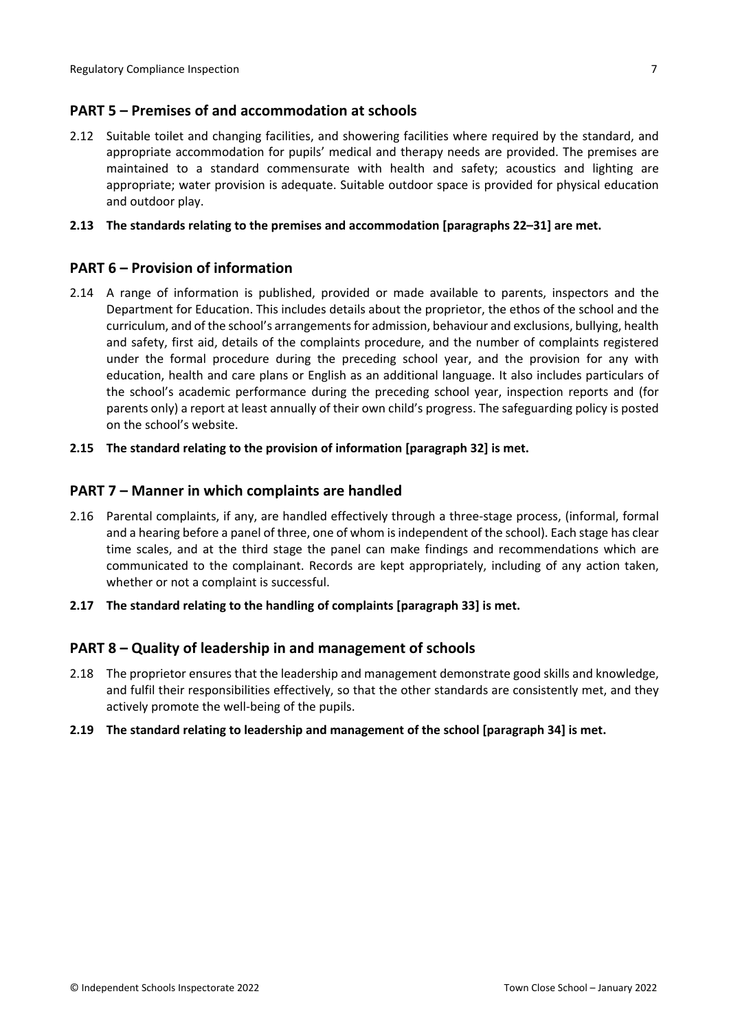## PART 5 – Premises of and accommodation at schools

2.12 Suitable toilet and changing facilities, and showering facilities where required by the standard, and appropriate accommodation for pupils' medical and therapy needs are provided. The premises are maintained to a standard commensurate with health and safety; acoustics and lighting are appropriate; water provision is adequate. Suitable outdoor space is provided for physical education and outdoor play.

**2.13 The standards relating to the premises and accommodation [paragraphs 22–31] are met.**

## PART 6 – Provision of information

2.14 A range of information is published, provided or made available to parents, inspectors and the Department for Education. This includes details about the proprietor, the ethos of the school and the curriculum, and of the school's arrangements for admission, behaviour and exclusions, bullying, health and safety, first aid, details of the complaints procedure, and the number of complaints registered under the formal procedure during the preceding school year, and the provision for any with education, health and care plans or English as an additional language. It also includes particulars of the school's academic performance during the preceding school year, inspection reports and (for parents only) a report at least annually of their own child's progress. The safeguarding policy is posted on the school's website.

**2.15 The standard relating to the provision of information [paragraph 32] is met.**

## PART 7 – Manner in which complaints are handled

2.16 Parental complaints, if any, are handled effectively through a three-stage process, (informal, formal and a hearing before a panel of three, one of whom is independent of the school). Each stage has clear time scales, and at the third stage the panel can make findings and recommendations which are communicated to the complainant. Records are kept appropriately, including of any action taken, whether or not a complaint is successful.

**2.17 The standard relating to the handling of complaints [paragraph 33] is met.**

## PART 8 – Quality of leadership in and management of schools

2.18 The proprietor ensures that the leadership and management demonstrate good skills and knowledge, and fulfil their responsibilities effectively, so that the other standards are consistently met, and they actively promote the well-being of the pupils.

**2.19 The standard relating to leadership and management of the school [paragraph 34] is met.**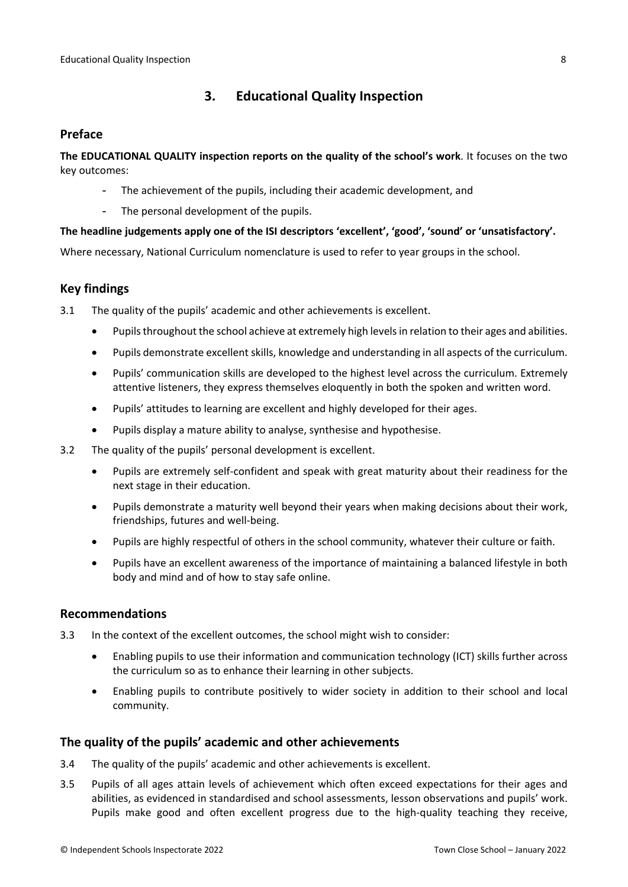## 3. Educational Quality Inspection

### Preface

**The EDUCATIONAL QUALITY inspection reports on the quality of the school's work**. It focuses on the two key outcomes:

- The achievement of the pupils, including their academic development, and
- The personal development of the pupils.

**The headline judgements apply one of the ISI descriptors 'excellent', 'good', 'sound' or 'unsatisfactory'.**

Where necessary, National Curriculum nomenclature is used to refer to year groups in the school.

### Key findings

3.1 The quality of the pupils' academic and other achievements is excellent.

- Pupils throughout the school achieve at extremely high levels in relation to their ages and abilities.
- Pupils demonstrate excellent skills, knowledge and understanding in all aspects of the curriculum.
- Pupils' communication skills are developed to the highest level across the curriculum. Extremely attentive listeners, they express themselves eloquently in both the spoken and written word.
- Pupils' attitudes to learning are excellent and highly developed for their ages.
- Pupils display a mature ability to analyse, synthesise and hypothesise.

3.2 The quality of the pupils' personal development is excellent.

- Pupils are extremely self-confident and speak with great maturity about their readiness for the next stage in their education.
- Pupils demonstrate a maturity well beyond their years when making decisions about their work, friendships, futures and well-being.
- Pupils are highly respectful of others in the school community, whatever their culture or faith.
- Pupils have an excellent awareness of the importance of maintaining a balanced lifestyle in both body and mind and of how to stay safe online.

### Recommendations

3.3 In the context of the excellent outcomes, the school might wish to consider:

- Enabling pupils to use their information and communication technology (ICT) skills further across the curriculum so as to enhance their learning in other subjects.
- Enabling pupils to contribute positively to wider society in addition to their school and local community.

### The quality of the pupils' academic and other achievements

3.4 The quality of the pupils' academic and other achievements is excellent.

3.5 Pupils of all ages attain levels of achievement which often exceed expectations for their ages and abilities, as evidenced in standardised and school assessments, lesson observations and pupils' work. Pupils make good and often excellent progress due to the high-quality teaching they receive,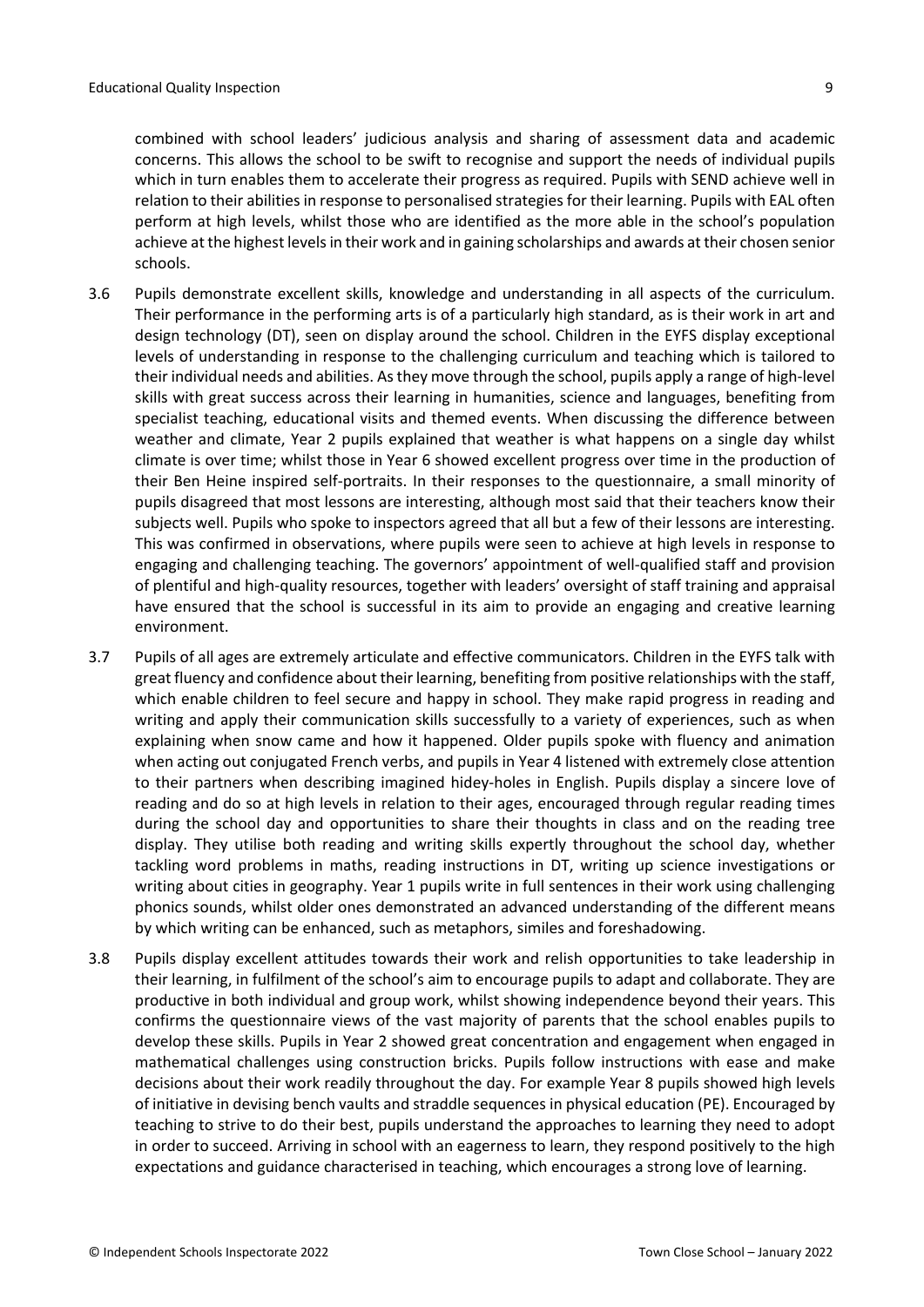combined with school leaders' judicious analysis and sharing of assessment data and academic concerns. This allows the school to be swift to recognise and support the needs of individual pupils which in turn enables them to accelerate their progress as required. Pupils with SEND achieve well in relation to their abilities in response to personalised strategies for their learning. Pupils with EAL often perform at high levels, whilst those who are identified as the more able in the school's population achieve at the highest levels in their work and in gaining scholarships and awards at their chosen senior schools.

3.6 Pupils demonstrate excellent skills, knowledge and understanding in all aspects of the curriculum. Their performance in the performing arts is of a particularly high standard, as is their work in art and design technology (DT), seen on display around the school. Children in the EYFS display exceptional levels of understanding in response to the challenging curriculum and teaching which is tailored to their individual needs and abilities. As they move through the school, pupils apply a range of high-level skills with great success across their learning in humanities, science and languages, benefiting from specialist teaching, educational visits and themed events. When discussing the difference between weather and climate, Year 2 pupils explained that weather is what happens on a single day whilst climate is over time; whilst those in Year 6 showed excellent progress over time in the production of their Ben Heine inspired self-portraits. In their responses to the questionnaire, a small minority of pupils disagreed that most lessons are interesting, although most said that their teachers know their subjects well. Pupils who spoke to inspectors agreed that all but a few of their lessons are interesting. This was confirmed in observations, where pupils were seen to achieve at high levels in response to engaging and challenging teaching. The governors' appointment of well-qualified staff and provision of plentiful and high-quality resources, together with leaders' oversight of staff training and appraisal have ensured that the school is successful in its aim to provide an engaging and creative learning environment.

3.7 Pupils of all ages are extremely articulate and effective communicators. Children in the EYFS talk with great fluency and confidence about their learning, benefiting from positive relationships with the staff, which enable children to feel secure and happy in school. They make rapid progress in reading and writing and apply their communication skills successfully to a variety of experiences, such as when explaining when snow came and how it happened. Older pupils spoke with fluency and animation when acting out conjugated French verbs, and pupils in Year 4 listened with extremely close attention to their partners when describing imagined hidey-holes in English. Pupils display a sincere love of reading and do so at high levels in relation to their ages, encouraged through regular reading times during the school day and opportunities to share their thoughts in class and on the reading tree display. They utilise both reading and writing skills expertly throughout the school day, whether tackling word problems in maths, reading instructions in DT, writing up science investigations or writing about cities in geography. Year 1 pupils write in full sentences in their work using challenging phonics sounds, whilst older ones demonstrated an advanced understanding of the different means by which writing can be enhanced, such as metaphors, similes and foreshadowing.

3.8 Pupils display excellent attitudes towards their work and relish opportunities to take leadership in their learning, in fulfilment of the school's aim to encourage pupils to adapt and collaborate. They are productive in both individual and group work, whilst showing independence beyond their years. This confirms the questionnaire views of the vast majority of parents that the school enables pupils to develop these skills. Pupils in Year 2 showed great concentration and engagement when engaged in mathematical challenges using construction bricks. Pupils follow instructions with ease and make decisions about their work readily throughout the day. For example Year 8 pupils showed high levels of initiative in devising bench vaults and straddle sequences in physical education (PE). Encouraged by teaching to strive to do their best, pupils understand the approaches to learning they need to adopt in order to succeed. Arriving in school with an eagerness to learn, they respond positively to the high expectations and guidance characterised in teaching, which encourages a strong love of learning.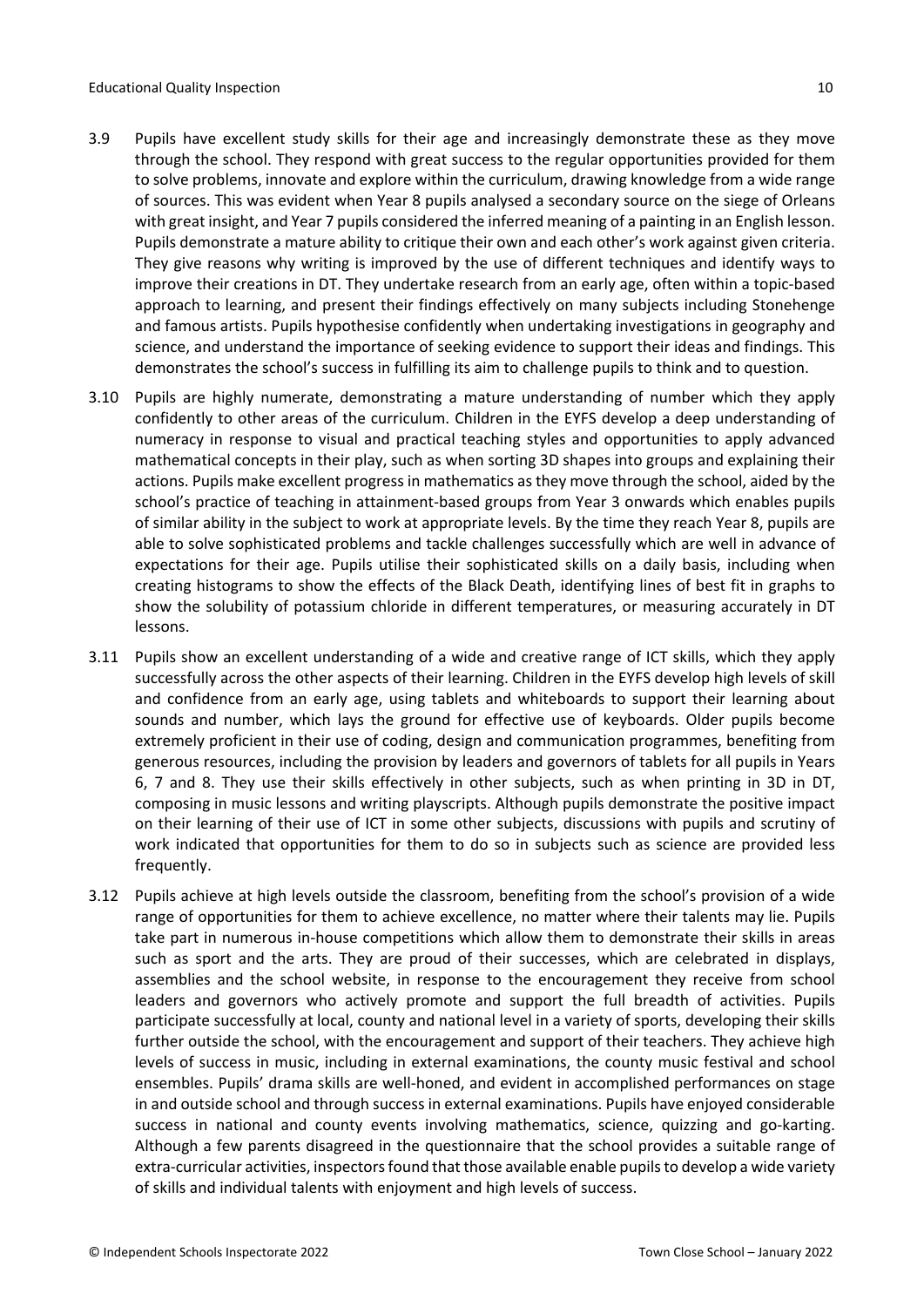3.9 Pupils have excellent study skills for their age and increasingly demonstrate these as they move through the school. They respond with great success to the regular opportunities provided for them to solve problems, innovate and explore within the curriculum, drawing knowledge from a wide range of sources. This was evident when Year 8 pupils analysed a secondary source on the siege of Orleans with great insight, and Year 7 pupils considered the inferred meaning of a painting in an English lesson. Pupils demonstrate a mature ability to critique their own and each other's work against given criteria. They give reasons why writing is improved by the use of different techniques and identify ways to improve their creations in DT. They undertake research from an early age, often within a topic-based approach to learning, and present their findings effectively on many subjects including Stonehenge and famous artists. Pupils hypothesise confidently when undertaking investigations in geography and science, and understand the importance of seeking evidence to support their ideas and findings. This demonstrates the school's success in fulfilling its aim to challenge pupils to think and to question.

3.10 Pupils are highly numerate, demonstrating a mature understanding of number which they apply confidently to other areas of the curriculum. Children in the EYFS develop a deep understanding of numeracy in response to visual and practical teaching styles and opportunities to apply advanced mathematical concepts in their play, such as when sorting 3D shapes into groups and explaining their actions. Pupils make excellent progress in mathematics as they move through the school, aided by the school's practice of teaching in attainment-based groups from Year 3 onwards which enables pupils of similar ability in the subject to work at appropriate levels. By the time they reach Year 8, pupils are able to solve sophisticated problems and tackle challenges successfully which are well in advance of expectations for their age. Pupils utilise their sophisticated skills on a daily basis, including when creating histograms to show the effects of the Black Death, identifying lines of best fit in graphs to show the solubility of potassium chloride in different temperatures, or measuring accurately in DT lessons.

3.11 Pupils show an excellent understanding of a wide and creative range of ICT skills, which they apply successfully across the other aspects of their learning. Children in the EYFS develop high levels of skill and confidence from an early age, using tablets and whiteboards to support their learning about sounds and number, which lays the ground for effective use of keyboards. Older pupils become extremely proficient in their use of coding, design and communication programmes, benefiting from generous resources, including the provision by leaders and governors of tablets for all pupils in Years 6, 7 and 8. They use their skills effectively in other subjects, such as when printing in 3D in DT, composing in music lessons and writing playscripts. Although pupils demonstrate the positive impact on their learning of their use of ICT in some other subjects, discussions with pupils and scrutiny of work indicated that opportunities for them to do so in subjects such as science are provided less frequently.

3.12 Pupils achieve at high levels outside the classroom, benefiting from the school's provision of a wide range of opportunities for them to achieve excellence, no matter where their talents may lie. Pupils take part in numerous in-house competitions which allow them to demonstrate their skills in areas such as sport and the arts. They are proud of their successes, which are celebrated in displays, assemblies and the school website, in response to the encouragement they receive from school leaders and governors who actively promote and support the full breadth of activities. Pupils participate successfully at local, county and national level in a variety of sports, developing their skills further outside the school, with the encouragement and support of their teachers. They achieve high levels of success in music, including in external examinations, the county music festival and school ensembles. Pupils' drama skills are well-honed, and evident in accomplished performances on stage in and outside school and through success in external examinations. Pupils have enjoyed considerable success in national and county events involving mathematics, science, quizzing and go-karting. Although a few parents disagreed in the questionnaire that the school provides a suitable range of extra-curricular activities, inspectors found that those available enable pupils to develop a wide variety of skills and individual talents with enjoyment and high levels of success.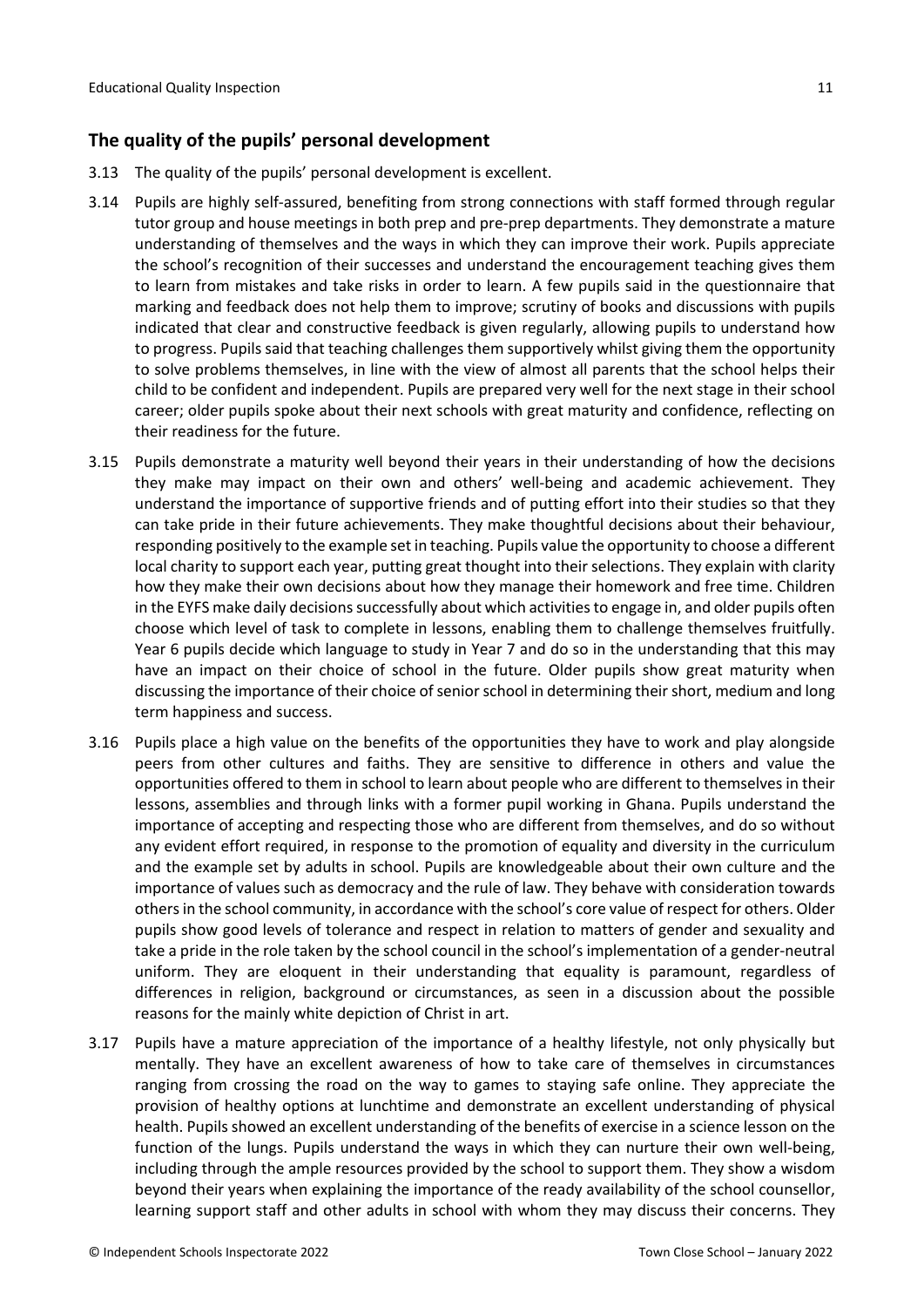## The quality of the pupils' personal development

3.13 The quality of the pupils' personal development is excellent.

3.14 Pupils are highly self-assured, benefiting from strong connections with staff formed through regular tutor group and house meetings in both prep and pre-prep departments. They demonstrate a mature understanding of themselves and the ways in which they can improve their work. Pupils appreciate the school's recognition of their successes and understand the encouragement teaching gives them to learn from mistakes and take risks in order to learn. A few pupils said in the questionnaire that marking and feedback does not help them to improve; scrutiny of books and discussions with pupils indicated that clear and constructive feedback is given regularly, allowing pupils to understand how to progress. Pupils said that teaching challenges them supportively whilst giving them the opportunity to solve problems themselves, in line with the view of almost all parents that the school helps their child to be confident and independent. Pupils are prepared very well for the next stage in their school career; older pupils spoke about their next schools with great maturity and confidence, reflecting on their readiness for the future.

3.15 Pupils demonstrate a maturity well beyond their years in their understanding of how the decisions they make may impact on their own and others' well-being and academic achievement. They understand the importance of supportive friends and of putting effort into their studies so that they can take pride in their future achievements. They make thoughtful decisions about their behaviour, responding positively to the example set in teaching. Pupils value the opportunity to choose a different local charity to support each year, putting great thought into their selections. They explain with clarity how they make their own decisions about how they manage their homework and free time. Children in the EYFS make daily decisions successfully about which activities to engage in, and older pupils often choose which level of task to complete in lessons, enabling them to challenge themselves fruitfully. Year 6 pupils decide which language to study in Year 7 and do so in the understanding that this may have an impact on their choice of school in the future. Older pupils show great maturity when discussing the importance of their choice of senior school in determining their short, medium and long term happiness and success.

3.16 Pupils place a high value on the benefits of the opportunities they have to work and play alongside peers from other cultures and faiths. They are sensitive to difference in others and value the opportunities offered to them in school to learn about people who are different to themselves in their lessons, assemblies and through links with a former pupil working in Ghana. Pupils understand the importance of accepting and respecting those who are different from themselves, and do so without any evident effort required, in response to the promotion of equality and diversity in the curriculum and the example set by adults in school. Pupils are knowledgeable about their own culture and the importance of values such as democracy and the rule of law. They behave with consideration towards others in the school community, in accordance with the school's core value of respect for others. Older pupils show good levels of tolerance and respect in relation to matters of gender and sexuality and take a pride in the role taken by the school council in the school's implementation of a gender-neutral uniform. They are eloquent in their understanding that equality is paramount, regardless of differences in religion, background or circumstances, as seen in a discussion about the possible reasons for the mainly white depiction of Christ in art.

3.17 Pupils have a mature appreciation of the importance of a healthy lifestyle, not only physically but mentally. They have an excellent awareness of how to take care of themselves in circumstances ranging from crossing the road on the way to games to staying safe online. They appreciate the provision of healthy options at lunchtime and demonstrate an excellent understanding of physical health. Pupils showed an excellent understanding of the benefits of exercise in a science lesson on the function of the lungs. Pupils understand the ways in which they can nurture their own well-being, including through the ample resources provided by the school to support them. They show a wisdom beyond their years when explaining the importance of the ready availability of the school counsellor, learning support staff and other adults in school with whom they may discuss their concerns. They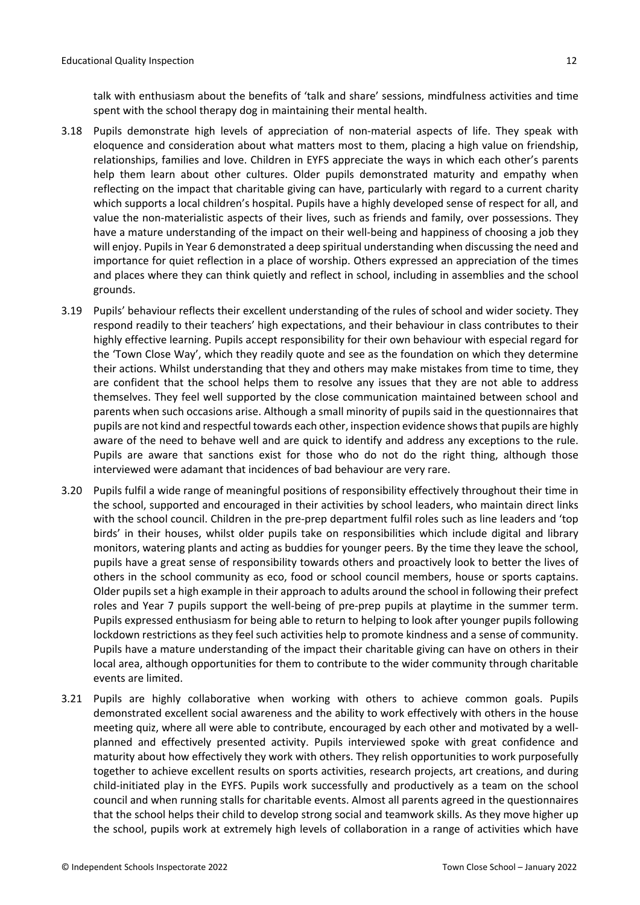talk with enthusiasm about the benefits of 'talk and share' sessions, mindfulness activities and time spent with the school therapy dog in maintaining their mental health.

3.18 Pupils demonstrate high levels of appreciation of non-material aspects of life. They speak with eloquence and consideration about what matters most to them, placing a high value on friendship, relationships, families and love. Children in EYFS appreciate the ways in which each other's parents help them learn about other cultures. Older pupils demonstrated maturity and empathy when reflecting on the impact that charitable giving can have, particularly with regard to a current charity which supports a local children's hospital. Pupils have a highly developed sense of respect for all, and value the non-materialistic aspects of their lives, such as friends and family, over possessions. They have a mature understanding of the impact on their well-being and happiness of choosing a job they will enjoy. Pupils in Year 6 demonstrated a deep spiritual understanding when discussing the need and importance for quiet reflection in a place of worship. Others expressed an appreciation of the times and places where they can think quietly and reflect in school, including in assemblies and the school grounds.

3.19 Pupils' behaviour reflects their excellent understanding of the rules of school and wider society. They respond readily to their teachers' high expectations, and their behaviour in class contributes to their highly effective learning. Pupils accept responsibility for their own behaviour with especial regard for the 'Town Close Way', which they readily quote and see as the foundation on which they determine their actions. Whilst understanding that they and others may make mistakes from time to time, they are confident that the school helps them to resolve any issues that they are not able to address themselves. They feel well supported by the close communication maintained between school and parents when such occasions arise. Although a small minority of pupils said in the questionnaires that pupils are not kind and respectful towards each other, inspection evidence shows that pupils are highly aware of the need to behave well and are quick to identify and address any exceptions to the rule. Pupils are aware that sanctions exist for those who do not do the right thing, although those interviewed were adamant that incidences of bad behaviour are very rare.

3.20 Pupils fulfil a wide range of meaningful positions of responsibility effectively throughout their time in the school, supported and encouraged in their activities by school leaders, who maintain direct links with the school council. Children in the pre-prep department fulfil roles such as line leaders and 'top birds' in their houses, whilst older pupils take on responsibilities which include digital and library monitors, watering plants and acting as buddies for younger peers. By the time they leave the school, pupils have a great sense of responsibility towards others and proactively look to better the lives of others in the school community as eco, food or school council members, house or sports captains. Older pupils set a high example in their approach to adults around the school in following their prefect roles and Year 7 pupils support the well-being of pre-prep pupils at playtime in the summer term. Pupils expressed enthusiasm for being able to return to helping to look after younger pupils following lockdown restrictions as they feel such activities help to promote kindness and a sense of community. Pupils have a mature understanding of the impact their charitable giving can have on others in their local area, although opportunities for them to contribute to the wider community through charitable events are limited.

3.21 Pupils are highly collaborative when working with others to achieve common goals. Pupils demonstrated excellent social awareness and the ability to work effectively with others in the house meeting quiz, where all were able to contribute, encouraged by each other and motivated by a well-planned and effectively presented activity. Pupils interviewed spoke with great confidence and maturity about how effectively they work with others. They relish opportunities to work purposefully together to achieve excellent results on sports activities, research projects, art creations, and during child-initiated play in the EYFS. Pupils work successfully and productively as a team on the school council and when running stalls for charitable events. Almost all parents agreed in the questionnaires that the school helps their child to develop strong social and teamwork skills. As they move higher up the school, pupils work at extremely high levels of collaboration in a range of activities which have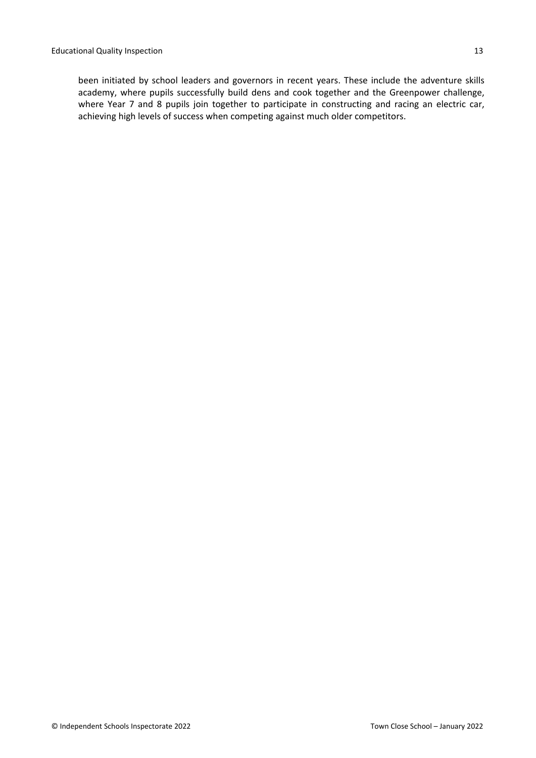been initiated by school leaders and governors in recent years. These include the adventure skills academy, where pupils successfully build dens and cook together and the Greenpower challenge, where Year 7 and 8 pupils join together to participate in constructing and racing an electric car, achieving high levels of success when competing against much older competitors.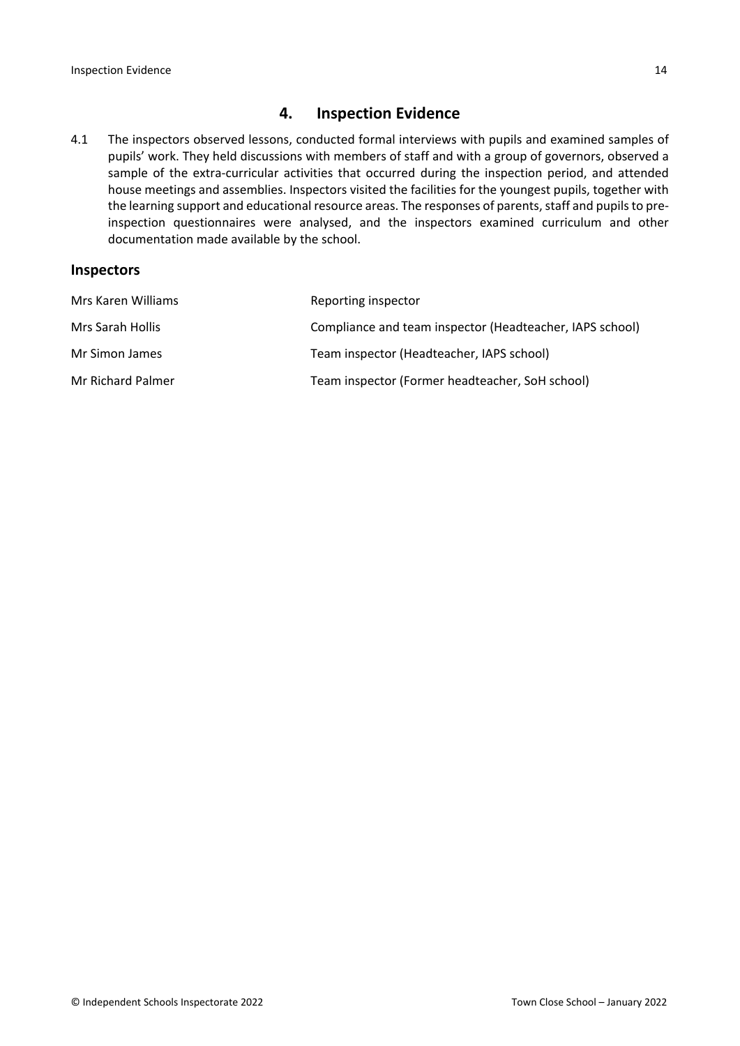## 4. Inspection Evidence

4.1 The inspectors observed lessons, conducted formal interviews with pupils and examined samples of pupils' work. They held discussions with members of staff and with a group of governors, observed a sample of the extra-curricular activities that occurred during the inspection period, and attended house meetings and assemblies. Inspectors visited the facilities for the youngest pupils, together with the learning support and educational resource areas. The responses of parents, staff and pupils to pre-inspection questionnaires were analysed, and the inspectors examined curriculum and other documentation made available by the school.

### Inspectors

| | |
|---|---|
| Mrs Karen Williams | Reporting inspector |
| Mrs Sarah Hollis | Compliance and team inspector (Headteacher, IAPS school) |
| Mr Simon James | Team inspector (Headteacher, IAPS school) |
| Mr Richard Palmer | Team inspector (Former headteacher, SoH school) |